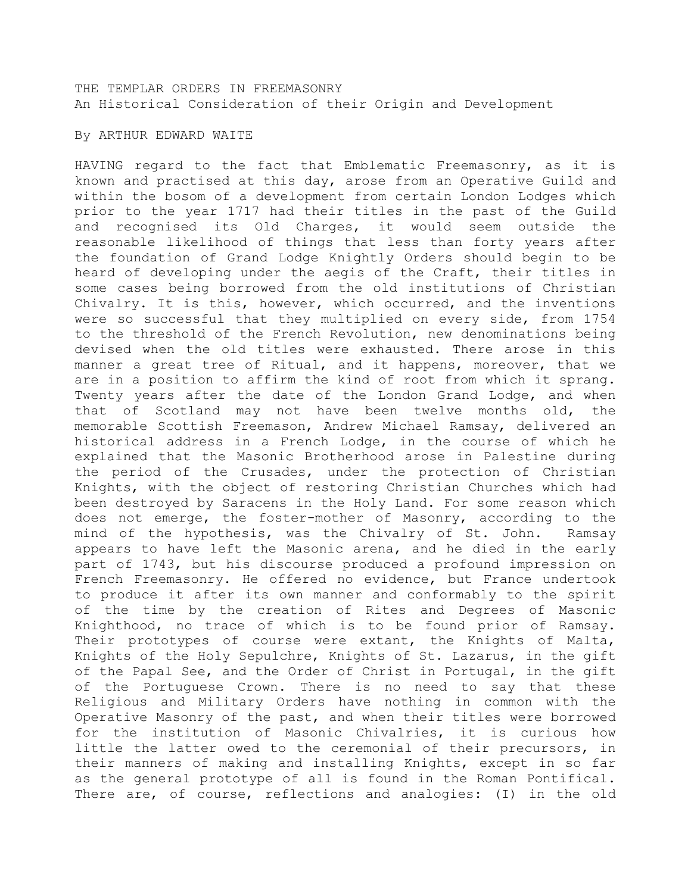# THE TEMPLAR ORDERS IN FREEMASONRY

## An Historical Consideration of their Origin and Development

By ARTHUR EDWARD WAITE

HAVING regard to the fact that Emblematic Freemasonry, as it is known and practised at this day, arose from an Operative Guild and within the bosom of a development from certain London Lodges which prior to the year 1717 had their titles in the past of the Guild and recognised its Old Charges, it would seem outside the reasonable likelihood of things that less than forty years after the foundation of Grand Lodge Knightly Orders should begin to be heard of developing under the aegis of the Craft, their titles in some cases being borrowed from the old institutions of Christian Chivalry. It is this, however, which occurred, and the inventions were so successful that they multiplied on every side, from 1754 to the threshold of the French Revolution, new denominations being devised when the old titles were exhausted. There arose in this manner a great tree of Ritual, and it happens, moreover, that we are in a position to affirm the kind of root from which it sprang. Twenty years after the date of the London Grand Lodge, and when that of Scotland may not have been twelve months old, the memorable Scottish Freemason, Andrew Michael Ramsay, delivered an historical address in a French Lodge, in the course of which he explained that the Masonic Brotherhood arose in Palestine during the period of the Crusades, under the protection of Christian Knights, with the object of restoring Christian Churches which had been destroyed by Saracens in the Holy Land. For some reason which does not emerge, the foster-mother of Masonry, according to the mind of the hypothesis, was the Chivalry of St. John. Ramsay appears to have left the Masonic arena, and he died in the early part of 1743, but his discourse produced a profound impression on French Freemasonry. He offered no evidence, but France undertook to produce it after its own manner and conformably to the spirit of the time by the creation of Rites and Degrees of Masonic Knighthood, no trace of which is to be found prior of Ramsay. Their prototypes of course were extant, the Knights of Malta, Knights of the Holy Sepulchre, Knights of St. Lazarus, in the gift of the Papal See, and the Order of Christ in Portugal, in the gift of the Portuguese Crown. There is no need to say that these Religious and Military Orders have nothing in common with the Operative Masonry of the past, and when their titles were borrowed for the institution of Masonic Chivalries, it is curious how little the latter owed to the ceremonial of their precursors, in their manners of making and installing Knights, except in so far as the general prototype of all is found in the Roman Pontifical. There are, of course, reflections and analogies: (I) in the old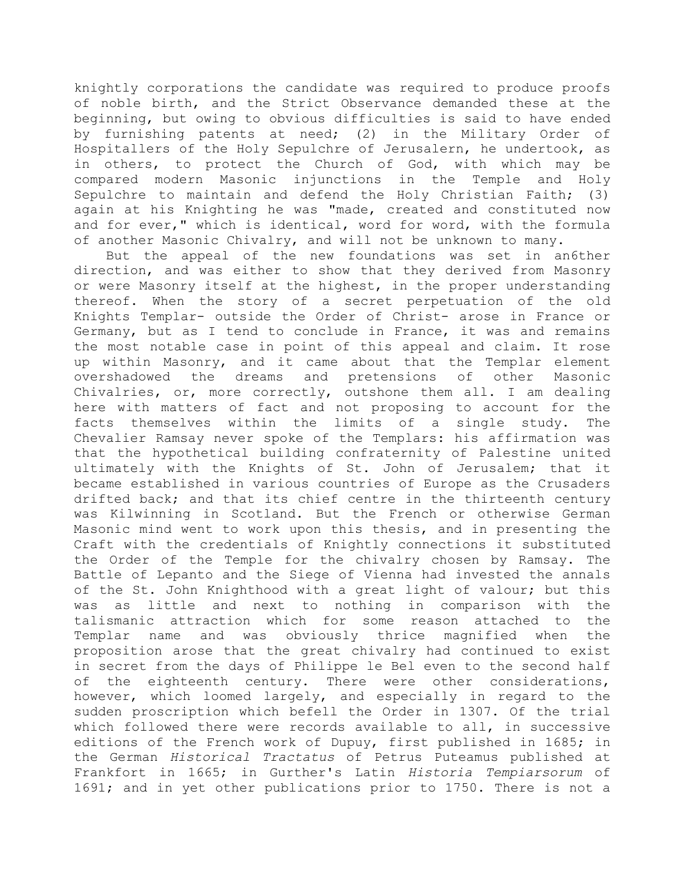knightly corporations the candidate was required to produce proofs of noble birth, and the Strict Observance demanded these at the beginning, but owing to obvious difficulties is said to have ended by furnishing patents at need; (2) in the Military Order of Hospitallers of the Holy Sepulchre of Jerusalern, he undertook, as in others, to protect the Church of God, with which may be compared modern Masonic injunctions in the Temple and Holy Sepulchre to maintain and defend the Holy Christian Faith; (3) again at his Knighting he was "made, created and constituted now and for ever," which is identical, word for word, with the formula of another Masonic Chivalry, and will not be unknown to many.

But the appeal of the new foundations was set in an6ther direction, and was either to show that they derived from Masonry or were Masonry itself at the highest, in the proper understanding thereof. When the story of a secret perpetuation of the old Knights Templar- outside the Order of Christ- arose in France or Germany, but as I tend to conclude in France, it was and remains the most notable case in point of this appeal and claim. It rose up within Masonry, and it came about that the Templar element overshadowed the dreams and pretensions of other Masonic Chivalries, or, more correctly, outshone them all. I am dealing here with matters of fact and not proposing to account for the facts themselves within the limits of a single study. The Chevalier Ramsay never spoke of the Templars: his affirmation was that the hypothetical building confraternity of Palestine united ultimately with the Knights of St. John of Jerusalem; that it became established in various countries of Europe as the Crusaders drifted back; and that its chief centre in the thirteenth century was Kilwinning in Scotland. But the French or otherwise German Masonic mind went to work upon this thesis, and in presenting the Craft with the credentials of Knightly connections it substituted the Order of the Temple for the chivalry chosen by Ramsay. The Battle of Lepanto and the Siege of Vienna had invested the annals of the St. John Knighthood with a great light of valour; but this was as little and next to nothing in comparison with the talismanic attraction which for some reason attached to the Templar name and was obviously thrice magnified when the proposition arose that the great chivalry had continued to exist in secret from the days of Philippe le Bel even to the second half of the eighteenth century. There were other considerations, however, which loomed largely, and especially in regard to the sudden proscription which befell the Order in 1307. Of the trial which followed there were records available to all, in successive editions of the French work of Dupuy, first published in 1685; in the German *Historical Tractatus* of Petrus Puteamus published at Frankfort in 1665; in Gurther's Latin *Historia Tempiarsorum* of 1691; and in yet other publications prior to 1750. There is not a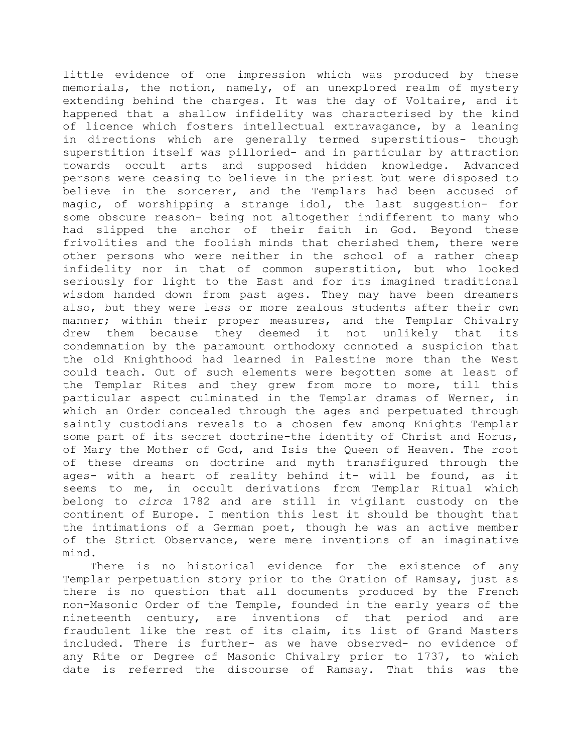little evidence of one impression which was produced by these memorials, the notion, namely, of an unexplored realm of mystery extending behind the charges. It was the day of Voltaire, and it happened that a shallow infidelity was characterised by the kind of licence which fosters intellectual extravagance, by a leaning in directions which are generally termed superstitious- though superstition itself was pilloried- and in particular by attraction towards occult arts and supposed hidden knowledge. Advanced persons were ceasing to believe in the priest but were disposed to believe in the sorcerer, and the Templars had been accused of magic, of worshipping a strange idol, the last suggestion- for some obscure reason- being not altogether indifferent to many who had slipped the anchor of their faith in God. Beyond these frivolities and the foolish minds that cherished them, there were other persons who were neither in the school of a rather cheap infidelity nor in that of common superstition, but who looked seriously for light to the East and for its imagined traditional wisdom handed down from past ages. They may have been dreamers also, but they were less or more zealous students after their own manner; within their proper measures, and the Templar Chivalry drew them because they deemed it not unlikely that its condemnation by the paramount orthodoxy connoted a suspicion that the old Knighthood had learned in Palestine more than the West could teach. Out of such elements were begotten some at least of the Templar Rites and they grew from more to more, till this particular aspect culminated in the Templar dramas of Werner, in which an Order concealed through the ages and perpetuated through saintly custodians reveals to a chosen few among Knights Templar some part of its secret doctrine-the identity of Christ and Horus, of Mary the Mother of God, and Isis the Queen of Heaven. The root of these dreams on doctrine and myth transfigured through the ages- with a heart of reality behind it- will be found, as it seems to me, in occult derivations from Templar Ritual which belong to *circa* 1782 and are still in vigilant custody on the continent of Europe. I mention this lest it should be thought that the intimations of a German poet, though he was an active member of the Strict Observance, were mere inventions of an imaginative mind.

There is no historical evidence for the existence of any Templar perpetuation story prior to the Oration of Ramsay, just as there is no question that all documents produced by the French non-Masonic Order of the Temple, founded in the early years of the nineteenth century, are inventions of that period and are fraudulent like the rest of its claim, its list of Grand Masters included. There is further- as we have observed- no evidence of any Rite or Degree of Masonic Chivalry prior to 1737, to which date is referred the discourse of Ramsay. That this was the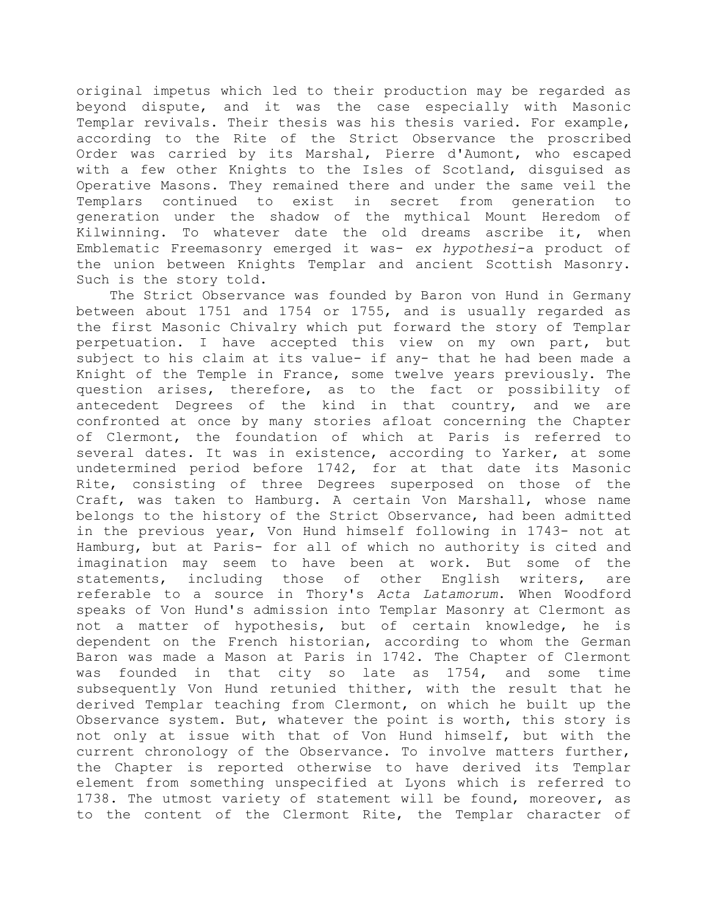original impetus which led to their production may be regarded as beyond dispute, and it was the case especially with Masonic Templar revivals. Their thesis was his thesis varied. For example, according to the Rite of the Strict Observance the proscribed Order was carried by its Marshal, Pierre d'Aumont, who escaped with a few other Knights to the Isles of Scotland, disguised as Operative Masons. They remained there and under the same veil the Templars continued to exist in secret from generation to generation under the shadow of the mythical Mount Heredom of Kilwinning. To whatever date the old dreams ascribe it, when Emblematic Freemasonry emerged it was- *ex hypothesi*-a product of the union between Knights Templar and ancient Scottish Masonry. Such is the story told.

The Strict Observance was founded by Baron von Hund in Germany between about 1751 and 1754 or 1755, and is usually regarded as the first Masonic Chivalry which put forward the story of Templar perpetuation. I have accepted this view on my own part, but subject to his claim at its value- if any- that he had been made a Knight of the Temple in France, some twelve years previously. The question arises, therefore, as to the fact or possibility of antecedent Degrees of the kind in that country, and we are confronted at once by many stories afloat concerning the Chapter of Clermont, the foundation of which at Paris is referred to several dates. It was in existence, according to Yarker, at some undetermined period before 1742, for at that date its Masonic Rite, consisting of three Degrees superposed on those of the Craft, was taken to Hamburg. A certain Von Marshall, whose name belongs to the history of the Strict Observance, had been admitted in the previous year, Von Hund himself following in 1743- not at Hamburg, but at Paris- for all of which no authority is cited and imagination may seem to have been at work. But some of the statements, including those of other English writers, are referable to a source in Thory's *Acta Latamorum*. When Woodford speaks of Von Hund's admission into Templar Masonry at Clermont as not a matter of hypothesis, but of certain knowledge, he is dependent on the French historian, according to whom the German Baron was made a Mason at Paris in 1742. The Chapter of Clermont was founded in that city so late as 1754, and some time subsequently Von Hund retunied thither, with the result that he derived Templar teaching from Clermont, on which he built up the Observance system. But, whatever the point is worth, this story is not only at issue with that of Von Hund himself, but with the current chronology of the Observance. To involve matters further, the Chapter is reported otherwise to have derived its Templar element from something unspecified at Lyons which is referred to 1738. The utmost variety of statement will be found, moreover, as to the content of the Clermont Rite, the Templar character of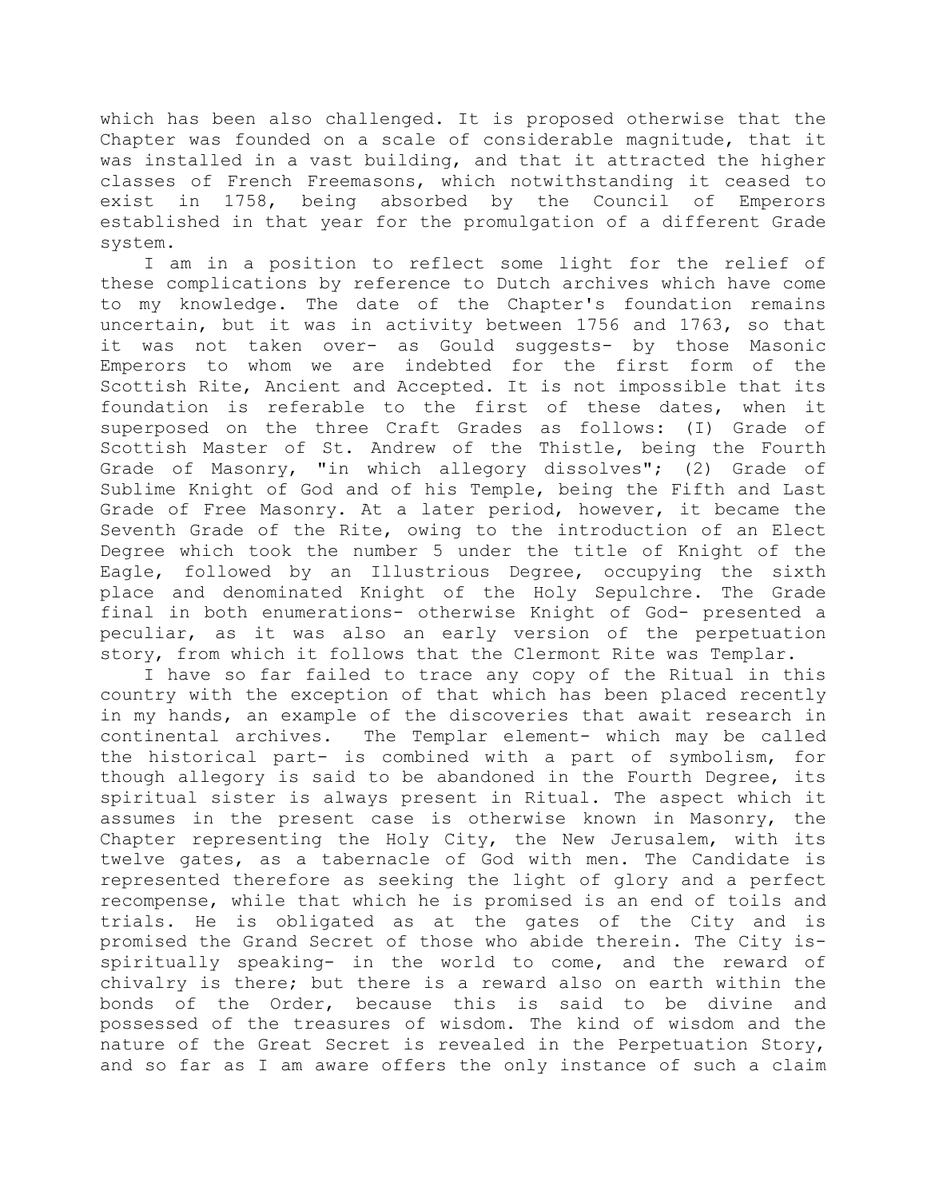which has been also challenged. It is proposed otherwise that the Chapter was founded on a scale of considerable magnitude, that it was installed in a vast building, and that it attracted the higher classes of French Freemasons, which notwithstanding it ceased to exist in 1758, being absorbed by the Council of Emperors established in that year for the promulgation of a different Grade system.

I am in a position to reflect some light for the relief of these complications by reference to Dutch archives which have come to my knowledge. The date of the Chapter's foundation remains uncertain, but it was in activity between 1756 and 1763, so that it was not taken over- as Gould suggests- by those Masonic Emperors to whom we are indebted for the first form of the Scottish Rite, Ancient and Accepted. It is not impossible that its foundation is referable to the first of these dates, when it superposed on the three Craft Grades as follows: (I) Grade of Scottish Master of St. Andrew of the Thistle, being the Fourth Grade of Masonry, "in which allegory dissolves"; (2) Grade of Sublime Knight of God and of his Temple, being the Fifth and Last Grade of Free Masonry. At a later period, however, it became the Seventh Grade of the Rite, owing to the introduction of an Elect Degree which took the number 5 under the title of Knight of the Eagle, followed by an Illustrious Degree, occupying the sixth place and denominated Knight of the Holy Sepulchre. The Grade final in both enumerations- otherwise Knight of God- presented a peculiar, as it was also an early version of the perpetuation story, from which it follows that the Clermont Rite was Templar.

I have so far failed to trace any copy of the Ritual in this country with the exception of that which has been placed recently in my hands, an example of the discoveries that await research in continental archives. The Templar element- which may be called the historical part- is combined with a part of symbolism, for though allegory is said to be abandoned in the Fourth Degree, its spiritual sister is always present in Ritual. The aspect which it assumes in the present case is otherwise known in Masonry, the Chapter representing the Holy City, the New Jerusalem, with its twelve gates, as a tabernacle of God with men. The Candidate is represented therefore as seeking the light of glory and a perfect recompense, while that which he is promised is an end of toils and trials. He is obligated as at the gates of the City and is promised the Grand Secret of those who abide therein. The City is- spiritually speaking- in the world to come, and the reward of chivalry is there; but there is a reward also on earth within the bonds of the Order, because this is said to be divine and possessed of the treasures of wisdom. The kind of wisdom and the nature of the Great Secret is revealed in the Perpetuation Story, and so far as I am aware offers the only instance of such a claim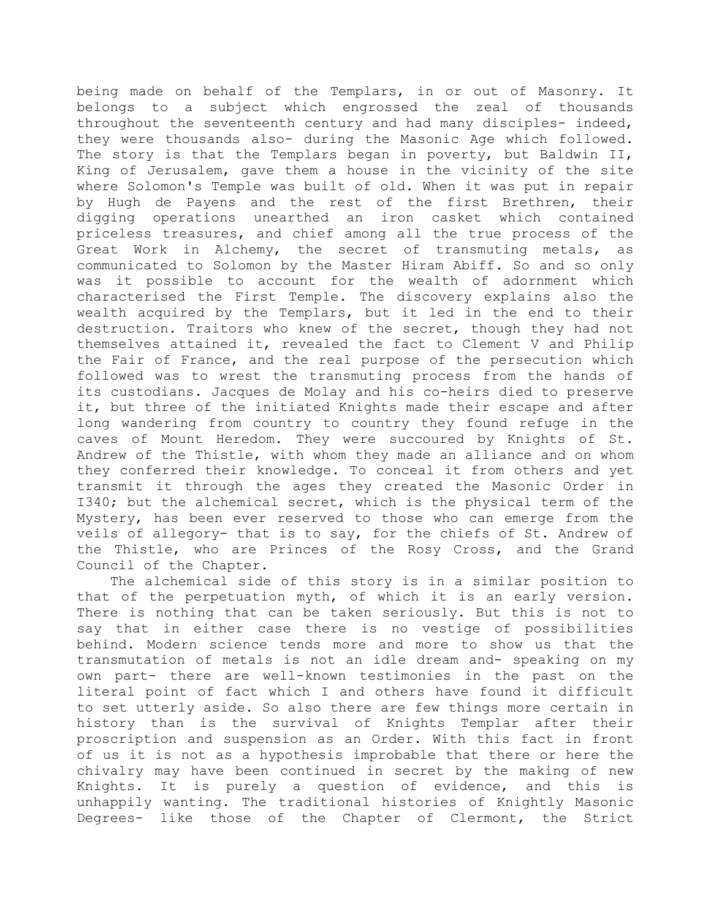being made on behalf of the Templars, in or out of Masonry. It belongs to a subject which engrossed the zeal of thousands throughout the seventeenth century and had many disciples- indeed, they were thousands also- during the Masonic Age which followed. The story is that the Templars began in poverty, but Baldwin II, King of Jerusalem, gave them a house in the vicinity of the site where Solomon's Temple was built of old. When it was put in repair by Hugh de Payens and the rest of the first Brethren, their digging operations unearthed an iron casket which contained priceless treasures, and chief among all the true process of the Great Work in Alchemy, the secret of transmuting metals, as communicated to Solomon by the Master Hiram Abiff. So and so only was it possible to account for the wealth of adornment which characterised the First Temple. The discovery explains also the wealth acquired by the Templars, but it led in the end to their destruction. Traitors who knew of the secret, though they had not themselves attained it, revealed the fact to Clement V and Philip the Fair of France, and the real purpose of the persecution which followed was to wrest the transmuting process from the hands of its custodians. Jacques de Molay and his co-heirs died to preserve it, but three of the initiated Knights made their escape and after long wandering from country to country they found refuge in the caves of Mount Heredom. They were succoured by Knights of St. Andrew of the Thistle, with whom they made an alliance and on whom they conferred their knowledge. To conceal it from others and yet transmit it through the ages they created the Masonic Order in I340; but the alchemical secret, which is the physical term of the Mystery, has been ever reserved to those who can emerge from the veils of allegory- that is to say, for the chiefs of St. Andrew of the Thistle, who are Princes of the Rosy Cross, and the Grand Council of the Chapter.

The alchemical side of this story is in a similar position to that of the perpetuation myth, of which it is an early version. There is nothing that can be taken seriously. But this is not to say that in either case there is no vestige of possibilities behind. Modern science tends more and more to show us that the transmutation of metals is not an idle dream and- speaking on my own part- there are well-known testimonies in the past on the literal point of fact which I and others have found it difficult to set utterly aside. So also there are few things more certain in history than is the survival of Knights Templar after their proscription and suspension as an Order. With this fact in front of us it is not as a hypothesis improbable that there or here the chivalry may have been continued in secret by the making of new Knights. It is purely a question of evidence, and this is unhappily wanting. The traditional histories of Knightly Masonic Degrees- like those of the Chapter of Clermont, the Strict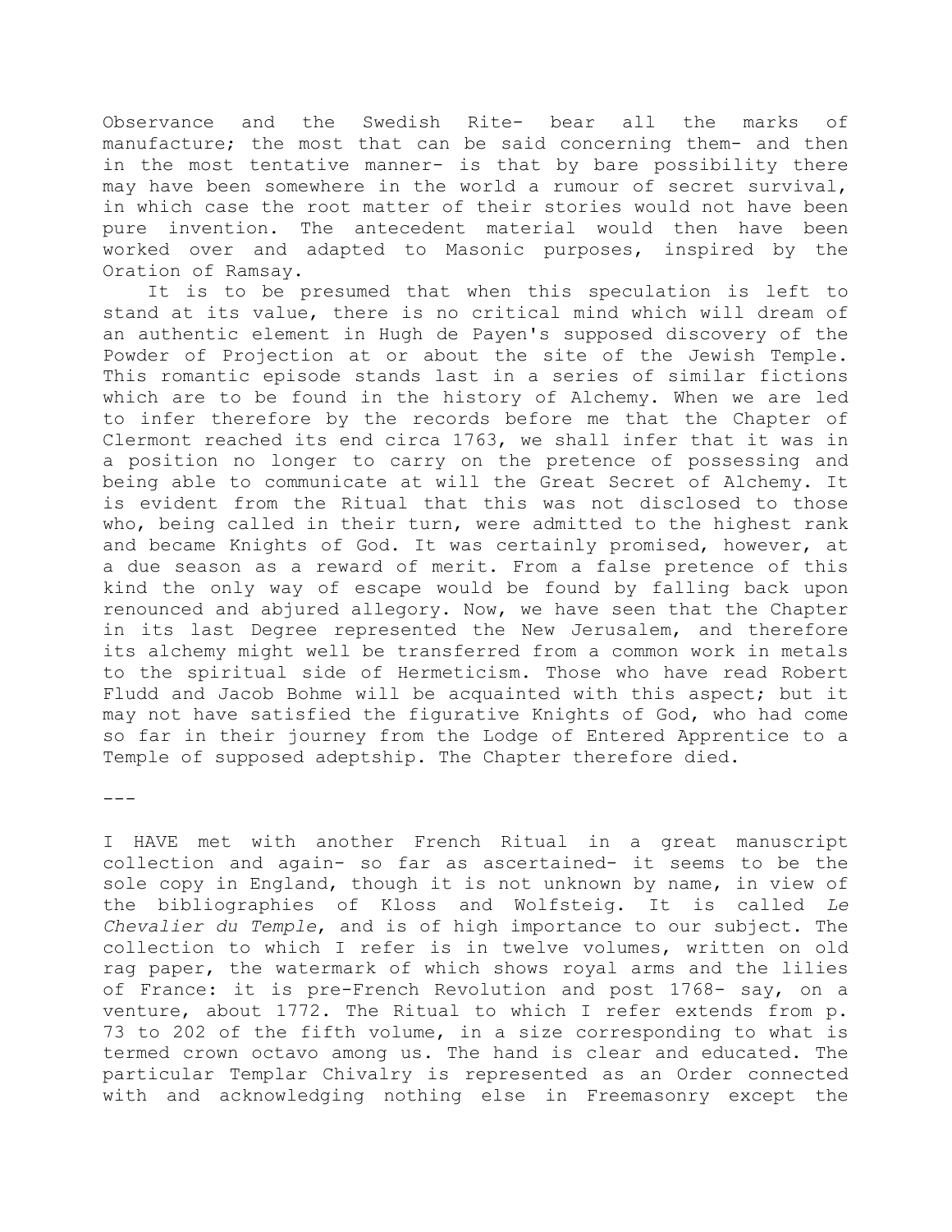Observance and the Swedish Rite- bear all the marks of manufacture; the most that can be said concerning them- and then in the most tentative manner- is that by bare possibility there may have been somewhere in the world a rumour of secret survival, in which case the root matter of their stories would not have been pure invention. The antecedent material would then have been worked over and adapted to Masonic purposes, inspired by the Oration of Ramsay.

It is to be presumed that when this speculation is left to stand at its value, there is no critical mind which will dream of an authentic element in Hugh de Payen's supposed discovery of the Powder of Projection at or about the site of the Jewish Temple. This romantic episode stands last in a series of similar fictions which are to be found in the history of Alchemy. When we are led to infer therefore by the records before me that the Chapter of Clermont reached its end circa 1763, we shall infer that it was in a position no longer to carry on the pretence of possessing and being able to communicate at will the Great Secret of Alchemy. It is evident from the Ritual that this was not disclosed to those who, being called in their turn, were admitted to the highest rank and became Knights of God. It was certainly promised, however, at a due season as a reward of merit. From a false pretence of this kind the only way of escape would be found by falling back upon renounced and abjured allegory. Now, we have seen that the Chapter in its last Degree represented the New Jerusalem, and therefore its alchemy might well be transferred from a common work in metals to the spiritual side of Hermeticism. Those who have read Robert Fludd and Jacob Bohme will be acquainted with this aspect; but it may not have satisfied the figurative Knights of God, who had come so far in their journey from the Lodge of Entered Apprentice to a Temple of supposed adeptship. The Chapter therefore died.

---

I HAVE met with another French Ritual in a great manuscript collection and again- so far as ascertained- it seems to be the sole copy in England, though it is not unknown by name, in view of the bibliographies of Kloss and Wolfsteig. It is called *Le Chevalier du Temple*, and is of high importance to our subject. The collection to which I refer is in twelve volumes, written on old rag paper, the watermark of which shows royal arms and the lilies of France: it is pre-French Revolution and post 1768- say, on a venture, about 1772. The Ritual to which I refer extends from p. 73 to 202 of the fifth volume, in a size corresponding to what is termed crown octavo among us. The hand is clear and educated. The particular Templar Chivalry is represented as an Order connected with and acknowledging nothing else in Freemasonry except the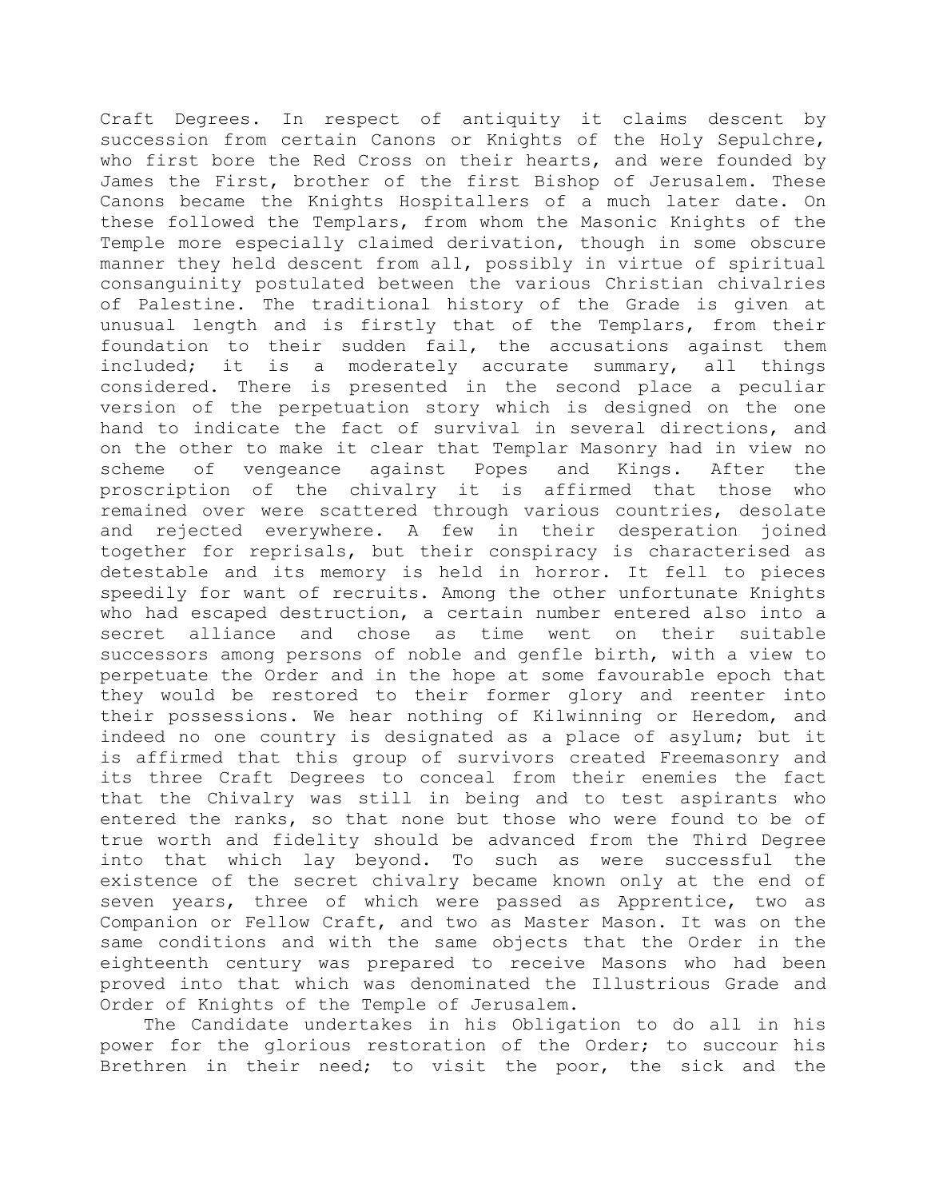Craft Degrees. In respect of antiquity it claims descent by succession from certain Canons or Knights of the Holy Sepulchre, who first bore the Red Cross on their hearts, and were founded by James the First, brother of the first Bishop of Jerusalem. These Canons became the Knights Hospitallers of a much later date. On these followed the Templars, from whom the Masonic Knights of the Temple more especially claimed derivation, though in some obscure manner they held descent from all, possibly in virtue of spiritual consanguinity postulated between the various Christian chivalries of Palestine. The traditional history of the Grade is given at unusual length and is firstly that of the Templars, from their foundation to their sudden fail, the accusations against them included; it is a moderately accurate summary, all things considered. There is presented in the second place a peculiar version of the perpetuation story which is designed on the one hand to indicate the fact of survival in several directions, and on the other to make it clear that Templar Masonry had in view no scheme of vengeance against Popes and Kings. After the proscription of the chivalry it is affirmed that those who remained over were scattered through various countries, desolate and rejected everywhere. A few in their desperation joined together for reprisals, but their conspiracy is characterised as detestable and its memory is held in horror. It fell to pieces speedily for want of recruits. Among the other unfortunate Knights who had escaped destruction, a certain number entered also into a secret alliance and chose as time went on their suitable successors among persons of noble and genfle birth, with a view to perpetuate the Order and in the hope at some favourable epoch that they would be restored to their former glory and reenter into their possessions. We hear nothing of Kilwinning or Heredom, and indeed no one country is designated as a place of asylum; but it is affirmed that this group of survivors created Freemasonry and its three Craft Degrees to conceal from their enemies the fact that the Chivalry was still in being and to test aspirants who entered the ranks, so that none but those who were found to be of true worth and fidelity should be advanced from the Third Degree into that which lay beyond. To such as were successful the existence of the secret chivalry became known only at the end of seven years, three of which were passed as Apprentice, two as Companion or Fellow Craft, and two as Master Mason. It was on the same conditions and with the same objects that the Order in the eighteenth century was prepared to receive Masons who had been proved into that which was denominated the Illustrious Grade and Order of Knights of the Temple of Jerusalem.

The Candidate undertakes in his Obligation to do all in his power for the glorious restoration of the Order; to succour his Brethren in their need; to visit the poor, the sick and the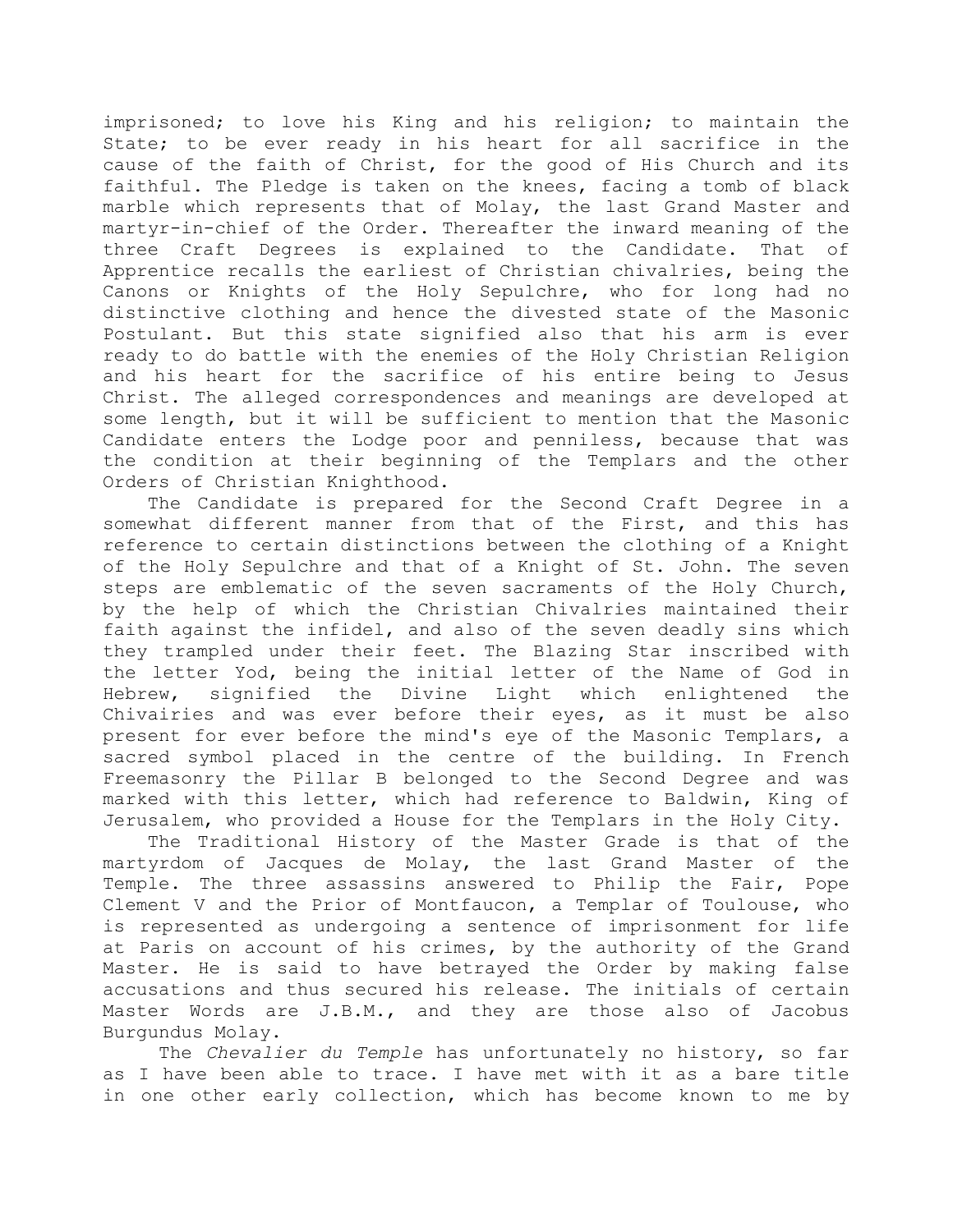imprisoned; to love his King and his religion; to maintain the State; to be ever ready in his heart for all sacrifice in the cause of the faith of Christ, for the good of His Church and its faithful. The Pledge is taken on the knees, facing a tomb of black marble which represents that of Molay, the last Grand Master and martyr-in-chief of the Order. Thereafter the inward meaning of the three Craft Degrees is explained to the Candidate. That of Apprentice recalls the earliest of Christian chivalries, being the Canons or Knights of the Holy Sepulchre, who for long had no distinctive clothing and hence the divested state of the Masonic Postulant. But this state signified also that his arm is ever ready to do battle with the enemies of the Holy Christian Religion and his heart for the sacrifice of his entire being to Jesus Christ. The alleged correspondences and meanings are developed at some length, but it will be sufficient to mention that the Masonic Candidate enters the Lodge poor and penniless, because that was the condition at their beginning of the Templars and the other Orders of Christian Knighthood.

The Candidate is prepared for the Second Craft Degree in a somewhat different manner from that of the First, and this has reference to certain distinctions between the clothing of a Knight of the Holy Sepulchre and that of a Knight of St. John. The seven steps are emblematic of the seven sacraments of the Holy Church, by the help of which the Christian Chivalries maintained their faith against the infidel, and also of the seven deadly sins which they trampled under their feet. The Blazing Star inscribed with the letter Yod, being the initial letter of the Name of God in Hebrew, signified the Divine Light which enlightened the Chivairies and was ever before their eyes, as it must be also present for ever before the mind's eye of the Masonic Templars, a sacred symbol placed in the centre of the building. In French Freemasonry the Pillar B belonged to the Second Degree and was marked with this letter, which had reference to Baldwin, King of Jerusalem, who provided a House for the Templars in the Holy City.

The Traditional History of the Master Grade is that of the martyrdom of Jacques de Molay, the last Grand Master of the Temple. The three assassins answered to Philip the Fair, Pope Clement V and the Prior of Montfaucon, a Templar of Toulouse, who is represented as undergoing a sentence of imprisonment for life at Paris on account of his crimes, by the authority of the Grand Master. He is said to have betrayed the Order by making false accusations and thus secured his release. The initials of certain Master Words are J.B.M., and they are those also of Jacobus Burgundus Molay.

The *Chevalier du Temple* has unfortunately no history, so far as I have been able to trace. I have met with it as a bare title in one other early collection, which has become known to me by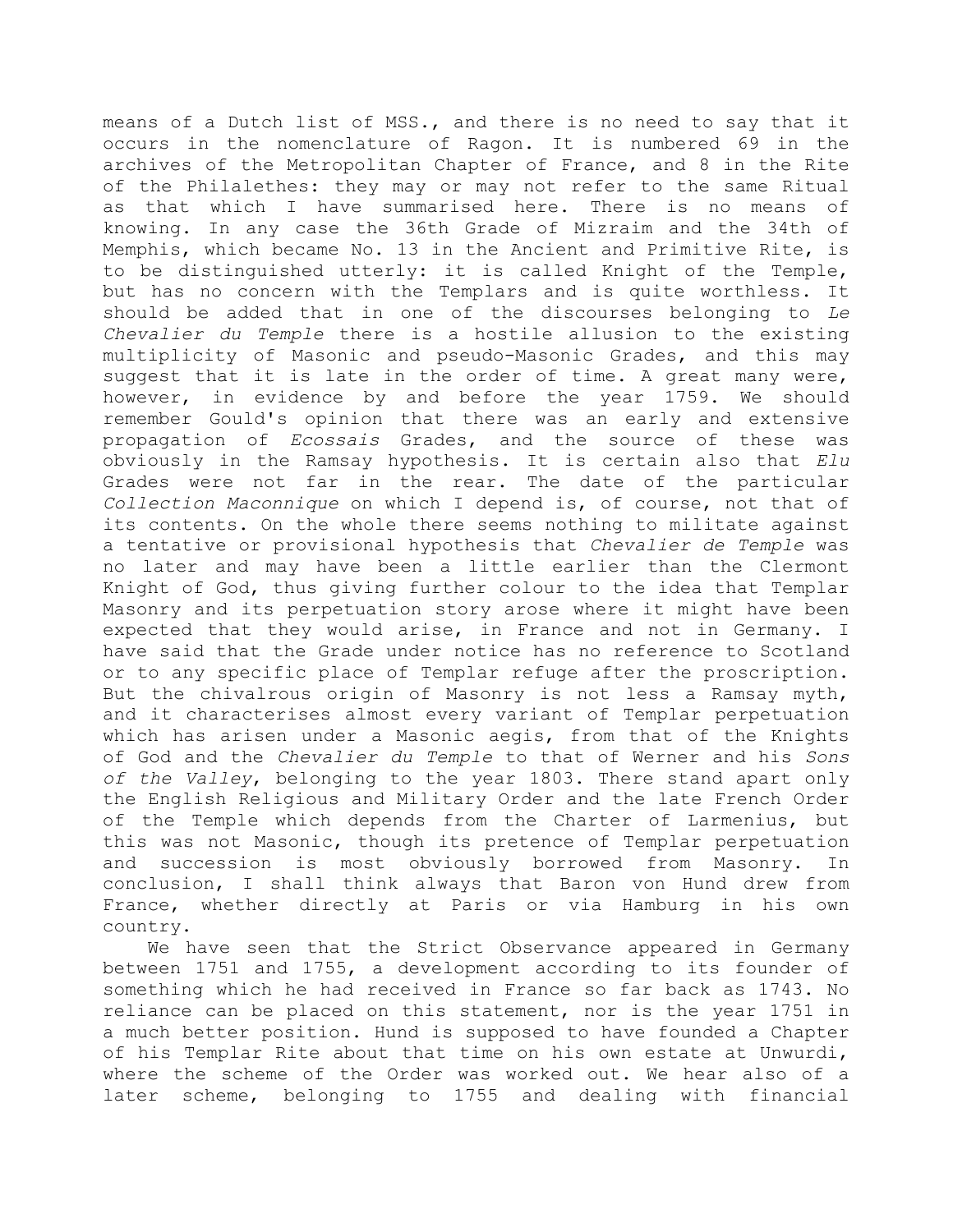means of a Dutch list of MSS., and there is no need to say that it occurs in the nomenclature of Ragon. It is numbered 69 in the archives of the Metropolitan Chapter of France, and 8 in the Rite of the Philalethes: they may or may not refer to the same Ritual as that which I have summarised here. There is no means of knowing. In any case the 36th Grade of Mizraim and the 34th of Memphis, which became No. 13 in the Ancient and Primitive Rite, is to be distinguished utterly: it is called Knight of the Temple, but has no concern with the Templars and is quite worthless. It should be added that in one of the discourses belonging to *Le Chevalier du Temple* there is a hostile allusion to the existing multiplicity of Masonic and pseudo-Masonic Grades, and this may suggest that it is late in the order of time. A great many were, however, in evidence by and before the year 1759. We should remember Gould's opinion that there was an early and extensive propagation of *Ecossais* Grades, and the source of these was obviously in the Ramsay hypothesis. It is certain also that *Elu* Grades were not far in the rear. The date of the particular *Collection Maconnique* on which I depend is, of course, not that of its contents. On the whole there seems nothing to militate against a tentative or provisional hypothesis that *Chevalier de Temple* was no later and may have been a little earlier than the Clermont Knight of God, thus giving further colour to the idea that Templar Masonry and its perpetuation story arose where it might have been expected that they would arise, in France and not in Germany. I have said that the Grade under notice has no reference to Scotland or to any specific place of Templar refuge after the proscription. But the chivalrous origin of Masonry is not less a Ramsay myth, and it characterises almost every variant of Templar perpetuation which has arisen under a Masonic aegis, from that of the Knights of God and the *Chevalier du Temple* to that of Werner and his *Sons of the Valley*, belonging to the year 1803. There stand apart only the English Religious and Military Order and the late French Order of the Temple which depends from the Charter of Larmenius, but this was not Masonic, though its pretence of Templar perpetuation and succession is most obviously borrowed from Masonry. In conclusion, I shall think always that Baron von Hund drew from France, whether directly at Paris or via Hamburg in his own country.

We have seen that the Strict Observance appeared in Germany between 1751 and 1755, a development according to its founder of something which he had received in France so far back as 1743. No reliance can be placed on this statement, nor is the year 1751 in a much better position. Hund is supposed to have founded a Chapter of his Templar Rite about that time on his own estate at Unwurdi, where the scheme of the Order was worked out. We hear also of a later scheme, belonging to 1755 and dealing with financial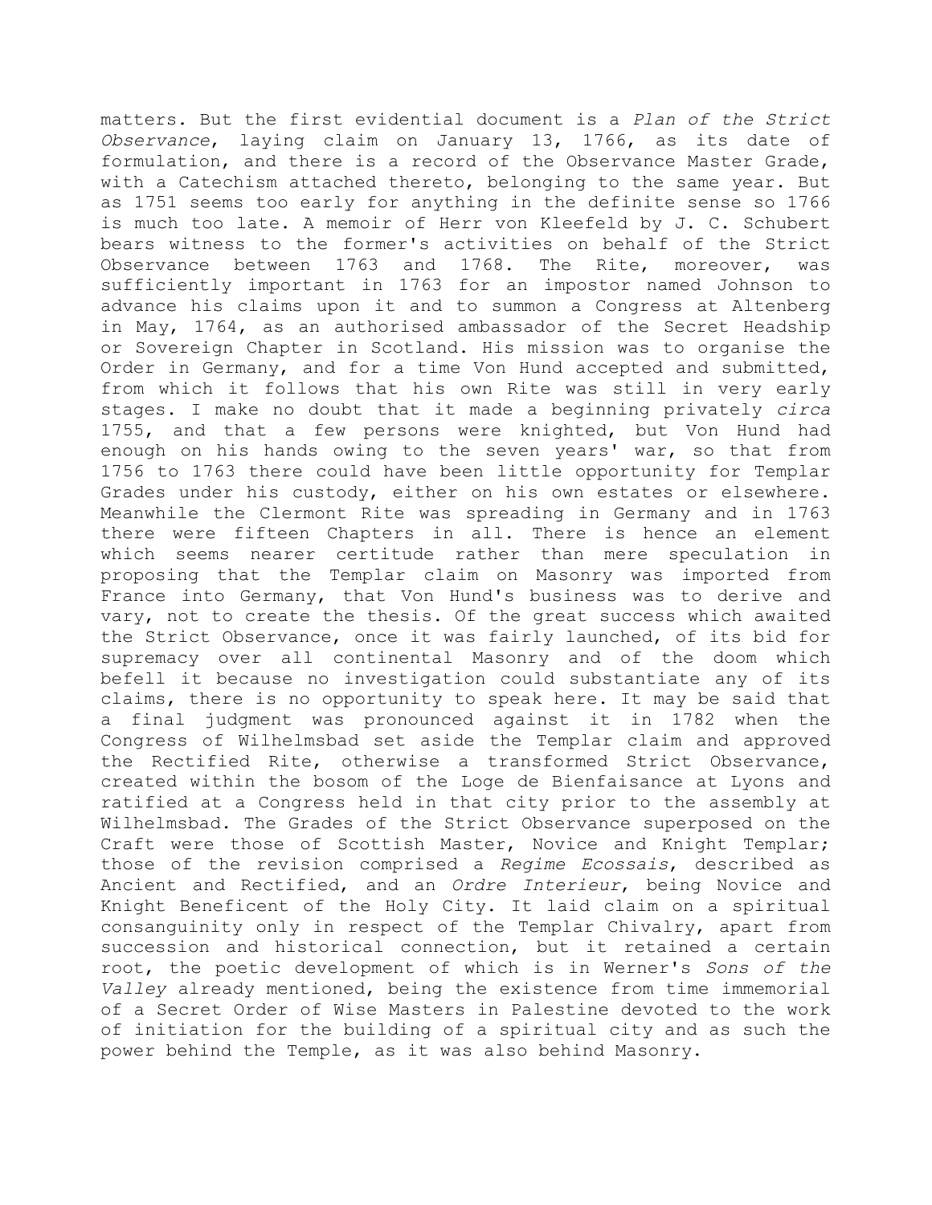matters. But the first evidential document is a *Plan of the Strict Observance*, laying claim on January 13, 1766, as its date of formulation, and there is a record of the Observance Master Grade, with a Catechism attached thereto, belonging to the same year. But as 1751 seems too early for anything in the definite sense so 1766 is much too late. A memoir of Herr von Kleefeld by J. C. Schubert bears witness to the former's activities on behalf of the Strict Observance between 1763 and 1768. The Rite, moreover, was sufficiently important in 1763 for an impostor named Johnson to advance his claims upon it and to summon a Congress at Altenberg in May, 1764, as an authorised ambassador of the Secret Headship or Sovereign Chapter in Scotland. His mission was to organise the Order in Germany, and for a time Von Hund accepted and submitted, from which it follows that his own Rite was still in very early stages. I make no doubt that it made a beginning privately *circa* 1755, and that a few persons were knighted, but Von Hund had enough on his hands owing to the seven years' war, so that from 1756 to 1763 there could have been little opportunity for Templar Grades under his custody, either on his own estates or elsewhere. Meanwhile the Clermont Rite was spreading in Germany and in 1763 there were fifteen Chapters in all. There is hence an element which seems nearer certitude rather than mere speculation in proposing that the Templar claim on Masonry was imported from France into Germany, that Von Hund's business was to derive and vary, not to create the thesis. Of the great success which awaited the Strict Observance, once it was fairly launched, of its bid for supremacy over all continental Masonry and of the doom which befell it because no investigation could substantiate any of its claims, there is no opportunity to speak here. It may be said that a final judgment was pronounced against it in 1782 when the Congress of Wilhelmsbad set aside the Templar claim and approved the Rectified Rite, otherwise a transformed Strict Observance, created within the bosom of the Loge de Bienfaisance at Lyons and ratified at a Congress held in that city prior to the assembly at Wilhelmsbad. The Grades of the Strict Observance superposed on the Craft were those of Scottish Master, Novice and Knight Templar; those of the revision comprised a *Regime Ecossais*, described as Ancient and Rectified, and an *Ordre Interieur*, being Novice and Knight Beneficent of the Holy City. It laid claim on a spiritual consanguinity only in respect of the Templar Chivalry, apart from succession and historical connection, but it retained a certain root, the poetic development of which is in Werner's *Sons of the Valley* already mentioned, being the existence from time immemorial of a Secret Order of Wise Masters in Palestine devoted to the work of initiation for the building of a spiritual city and as such the power behind the Temple, as it was also behind Masonry.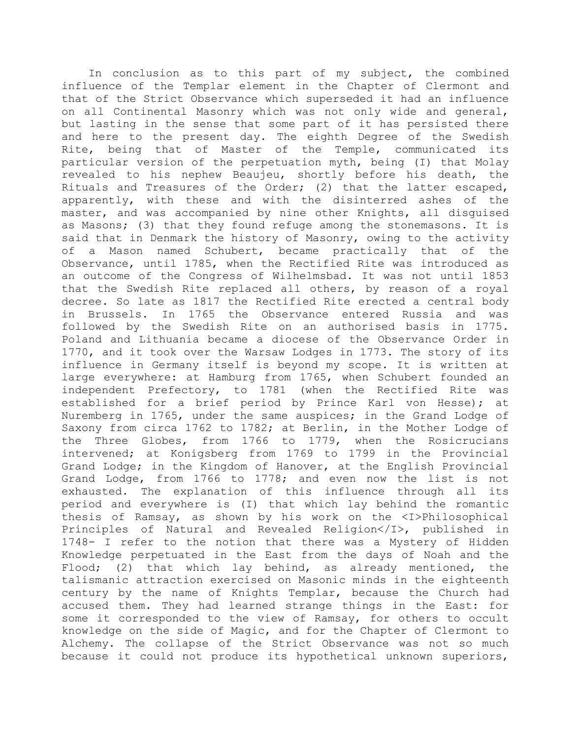In conclusion as to this part of my subject, the combined influence of the Templar element in the Chapter of Clermont and that of the Strict Observance which superseded it had an influence on all Continental Masonry which was not only wide and general, but lasting in the sense that some part of it has persisted there and here to the present day. The eighth Degree of the Swedish Rite, being that of Master of the Temple, communicated its particular version of the perpetuation myth, being (I) that Molay revealed to his nephew Beaujeu, shortly before his death, the Rituals and Treasures of the Order; (2) that the latter escaped, apparently, with these and with the disinterred ashes of the master, and was accompanied by nine other Knights, all disguised as Masons; (3) that they found refuge among the stonemasons. It is said that in Denmark the history of Masonry, owing to the activity of a Mason named Schubert, became practically that of the Observance, until 1785, when the Rectified Rite was introduced as an outcome of the Congress of Wilhelmsbad. It was not until 1853 that the Swedish Rite replaced all others, by reason of a royal decree. So late as 1817 the Rectified Rite erected a central body in Brussels. In 1765 the Observance entered Russia and was followed by the Swedish Rite on an authorised basis in 1775. Poland and Lithuania became a diocese of the Observance Order in 1770, and it took over the Warsaw Lodges in 1773. The story of its influence in Germany itself is beyond my scope. It is written at large everywhere: at Hamburg from 1765, when Schubert founded an independent Prefectory, to 1781 (when the Rectified Rite was established for a brief period by Prince Karl von Hesse); at Nuremberg in 1765, under the same auspices; in the Grand Lodge of Saxony from circa 1762 to 1782; at Berlin, in the Mother Lodge of the Three Globes, from 1766 to 1779, when the Rosicrucians intervened; at Konigsberg from 1769 to 1799 in the Provincial Grand Lodge; in the Kingdom of Hanover, at the English Provincial Grand Lodge, from 1766 to 1778; and even now the list is not exhausted. The explanation of this influence through all its period and everywhere is (I) that which lay behind the romantic thesis of Ramsay, as shown by his work on the *Philosophical Principles of Natural and Revealed Religion*, published in 1748- I refer to the notion that there was a Mystery of Hidden Knowledge perpetuated in the East from the days of Noah and the Flood; (2) that which lay behind, as already mentioned, the talismanic attraction exercised on Masonic minds in the eighteenth century by the name of Knights Templar, because the Church had accused them. They had learned strange things in the East: for some it corresponded to the view of Ramsay, for others to occult knowledge on the side of Magic, and for the Chapter of Clermont to Alchemy. The collapse of the Strict Observance was not so much because it could not produce its hypothetical unknown superiors,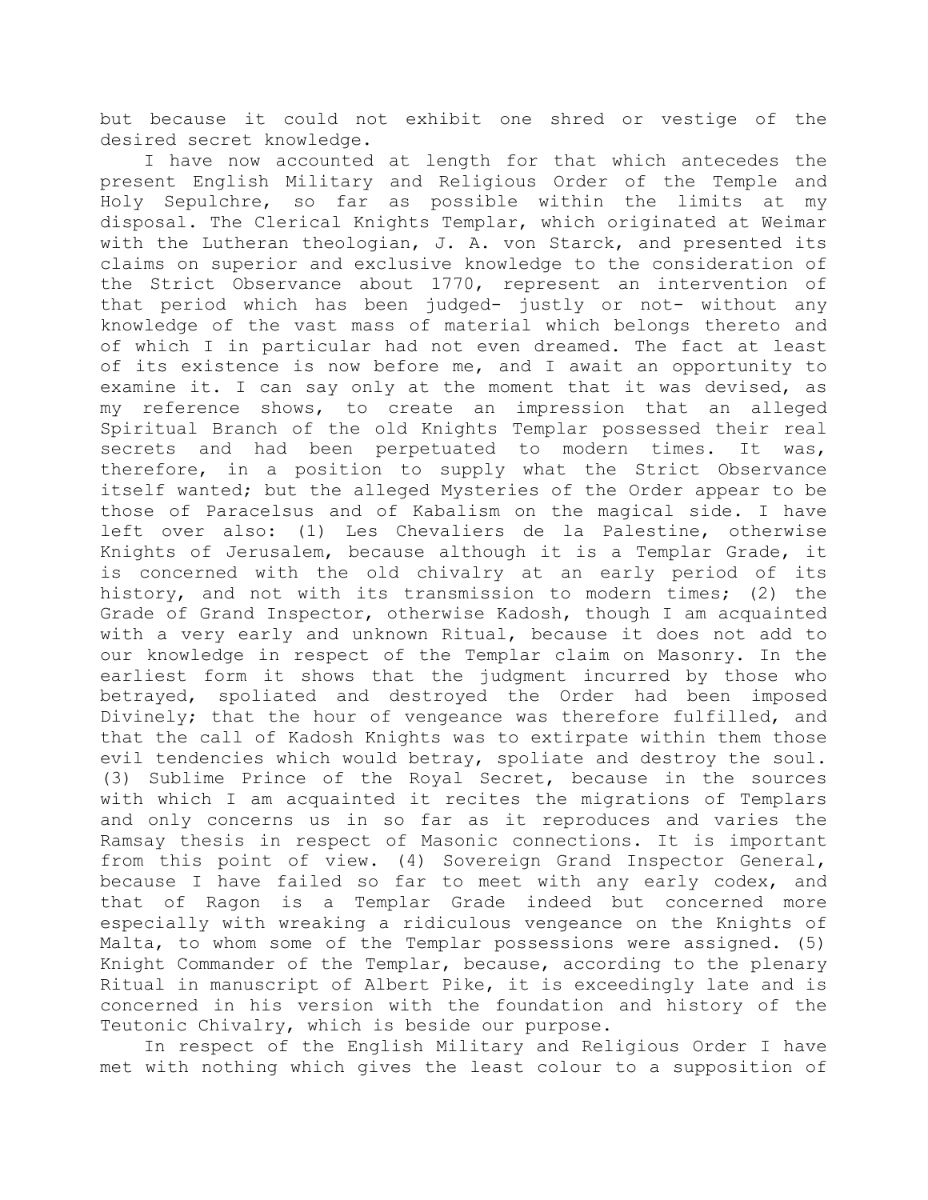but because it could not exhibit one shred or vestige of the desired secret knowledge.

I have now accounted at length for that which antecedes the present English Military and Religious Order of the Temple and Holy Sepulchre, so far as possible within the limits at my disposal. The Clerical Knights Templar, which originated at Weimar with the Lutheran theologian, J. A. von Starck, and presented its claims on superior and exclusive knowledge to the consideration of the Strict Observance about 1770, represent an intervention of that period which has been judged- justly or not- without any knowledge of the vast mass of material which belongs thereto and of which I in particular had not even dreamed. The fact at least of its existence is now before me, and I await an opportunity to examine it. I can say only at the moment that it was devised, as my reference shows, to create an impression that an alleged Spiritual Branch of the old Knights Templar possessed their real secrets and had been perpetuated to modern times. It was, therefore, in a position to supply what the Strict Observance itself wanted; but the alleged Mysteries of the Order appear to be those of Paracelsus and of Kabalism on the magical side. I have left over also: (1) Les Chevaliers de la Palestine, otherwise Knights of Jerusalem, because although it is a Templar Grade, it is concerned with the old chivalry at an early period of its history, and not with its transmission to modern times; (2) the Grade of Grand Inspector, otherwise Kadosh, though I am acquainted with a very early and unknown Ritual, because it does not add to our knowledge in respect of the Templar claim on Masonry. In the earliest form it shows that the judgment incurred by those who betrayed, spoliated and destroyed the Order had been imposed Divinely; that the hour of vengeance was therefore fulfilled, and that the call of Kadosh Knights was to extirpate within them those evil tendencies which would betray, spoliate and destroy the soul. (3) Sublime Prince of the Royal Secret, because in the sources with which I am acquainted it recites the migrations of Templars and only concerns us in so far as it reproduces and varies the Ramsay thesis in respect of Masonic connections. It is important from this point of view. (4) Sovereign Grand Inspector General, because I have failed so far to meet with any early codex, and that of Ragon is a Templar Grade indeed but concerned more especially with wreaking a ridiculous vengeance on the Knights of Malta, to whom some of the Templar possessions were assigned. (5) Knight Commander of the Templar, because, according to the plenary Ritual in manuscript of Albert Pike, it is exceedingly late and is concerned in his version with the foundation and history of the Teutonic Chivalry, which is beside our purpose.

In respect of the English Military and Religious Order I have met with nothing which gives the least colour to a supposition of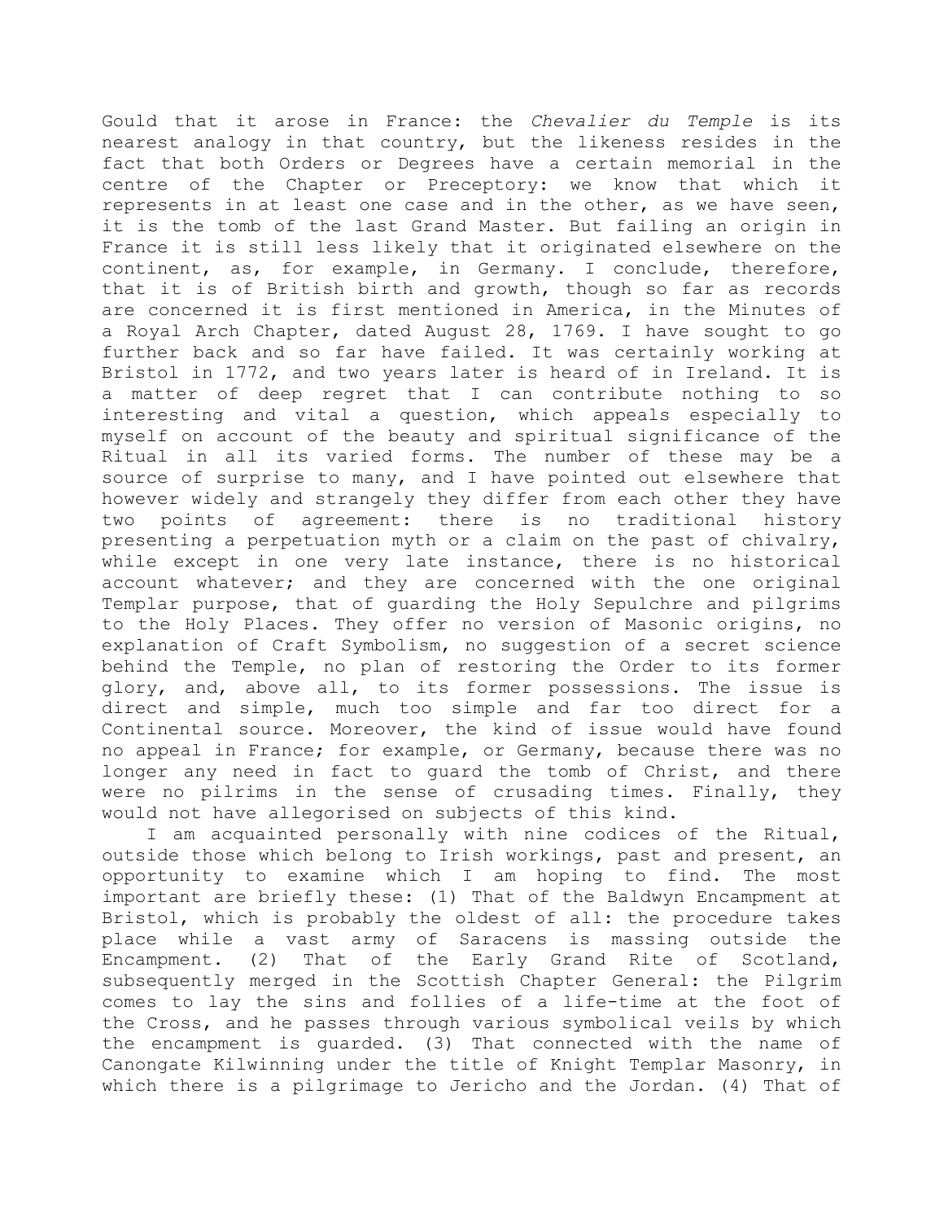Gould that it arose in France: the *Chevalier du Temple* is its nearest analogy in that country, but the likeness resides in the fact that both Orders or Degrees have a certain memorial in the centre of the Chapter or Preceptory: we know that which it represents in at least one case and in the other, as we have seen, it is the tomb of the last Grand Master. But failing an origin in France it is still less likely that it originated elsewhere on the continent, as, for example, in Germany. I conclude, therefore, that it is of British birth and growth, though so far as records are concerned it is first mentioned in America, in the Minutes of a Royal Arch Chapter, dated August 28, 1769. I have sought to go further back and so far have failed. It was certainly working at Bristol in 1772, and two years later is heard of in Ireland. It is a matter of deep regret that I can contribute nothing to so interesting and vital a question, which appeals especially to myself on account of the beauty and spiritual significance of the Ritual in all its varied forms. The number of these may be a source of surprise to many, and I have pointed out elsewhere that however widely and strangely they differ from each other they have two points of agreement: there is no traditional history presenting a perpetuation myth or a claim on the past of chivalry, while except in one very late instance, there is no historical account whatever; and they are concerned with the one original Templar purpose, that of guarding the Holy Sepulchre and pilgrims to the Holy Places. They offer no version of Masonic origins, no explanation of Craft Symbolism, no suggestion of a secret science behind the Temple, no plan of restoring the Order to its former glory, and, above all, to its former possessions. The issue is direct and simple, much too simple and far too direct for a Continental source. Moreover, the kind of issue would have found no appeal in France; for example, or Germany, because there was no longer any need in fact to guard the tomb of Christ, and there were no pilrims in the sense of crusading times. Finally, they would not have allegorised on subjects of this kind.

I am acquainted personally with nine codices of the Ritual, outside those which belong to Irish workings, past and present, an opportunity to examine which I am hoping to find. The most important are briefly these: (1) That of the Baldwyn Encampment at Bristol, which is probably the oldest of all: the procedure takes place while a vast army of Saracens is massing outside the Encampment. (2) That of the Early Grand Rite of Scotland, subsequently merged in the Scottish Chapter General: the Pilgrim comes to lay the sins and follies of a life-time at the foot of the Cross, and he passes through various symbolical veils by which the encampment is guarded. (3) That connected with the name of Canongate Kilwinning under the title of Knight Templar Masonry, in which there is a pilgrimage to Jericho and the Jordan. (4) That of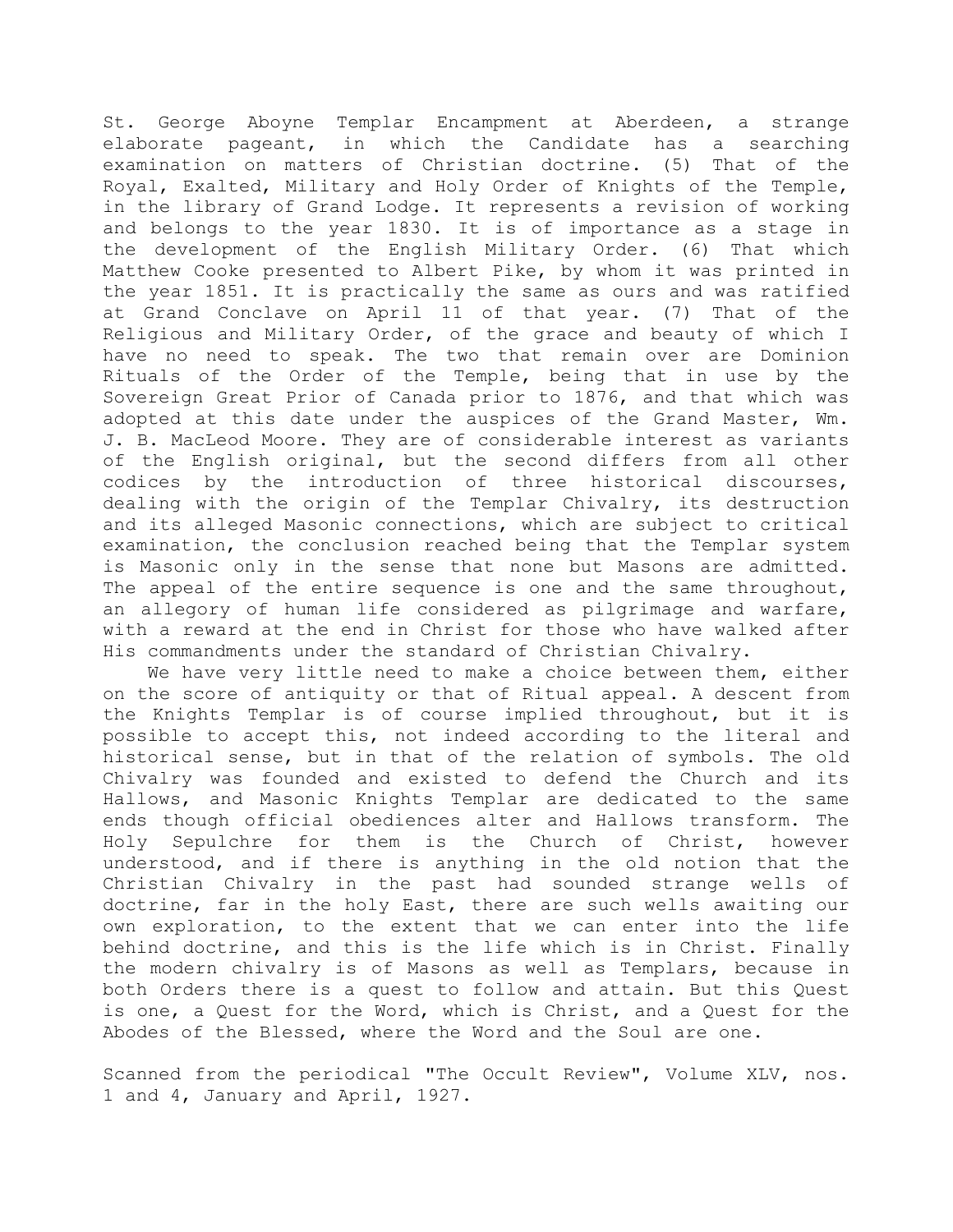St. George Aboyne Templar Encampment at Aberdeen, a strange elaborate pageant, in which the Candidate has a searching examination on matters of Christian doctrine. (5) That of the Royal, Exalted, Military and Holy Order of Knights of the Temple, in the library of Grand Lodge. It represents a revision of working and belongs to the year 1830. It is of importance as a stage in the development of the English Military Order. (6) That which Matthew Cooke presented to Albert Pike, by whom it was printed in the year 1851. It is practically the same as ours and was ratified at Grand Conclave on April 11 of that year. (7) That of the Religious and Military Order, of the grace and beauty of which I have no need to speak. The two that remain over are Dominion Rituals of the Order of the Temple, being that in use by the Sovereign Great Prior of Canada prior to 1876, and that which was adopted at this date under the auspices of the Grand Master, Wm. J. B. MacLeod Moore. They are of considerable interest as variants of the English original, but the second differs from all other codices by the introduction of three historical discourses, dealing with the origin of the Templar Chivalry, its destruction and its alleged Masonic connections, which are subject to critical examination, the conclusion reached being that the Templar system is Masonic only in the sense that none but Masons are admitted. The appeal of the entire sequence is one and the same throughout, an allegory of human life considered as pilgrimage and warfare, with a reward at the end in Christ for those who have walked after His commandments under the standard of Christian Chivalry.

We have very little need to make a choice between them, either on the score of antiquity or that of Ritual appeal. A descent from the Knights Templar is of course implied throughout, but it is possible to accept this, not indeed according to the literal and historical sense, but in that of the relation of symbols. The old Chivalry was founded and existed to defend the Church and its Hallows, and Masonic Knights Templar are dedicated to the same ends though official obediences alter and Hallows transform. The Holy Sepulchre for them is the Church of Christ, however understood, and if there is anything in the old notion that the Christian Chivalry in the past had sounded strange wells of doctrine, far in the holy East, there are such wells awaiting our own exploration, to the extent that we can enter into the life behind doctrine, and this is the life which is in Christ. Finally the modern chivalry is of Masons as well as Templars, because in both Orders there is a quest to follow and attain. But this Quest is one, a Quest for the Word, which is Christ, and a Quest for the Abodes of the Blessed, where the Word and the Soul are one.

Scanned from the periodical "The Occult Review", Volume XLV, nos. 1 and 4, January and April, 1927.